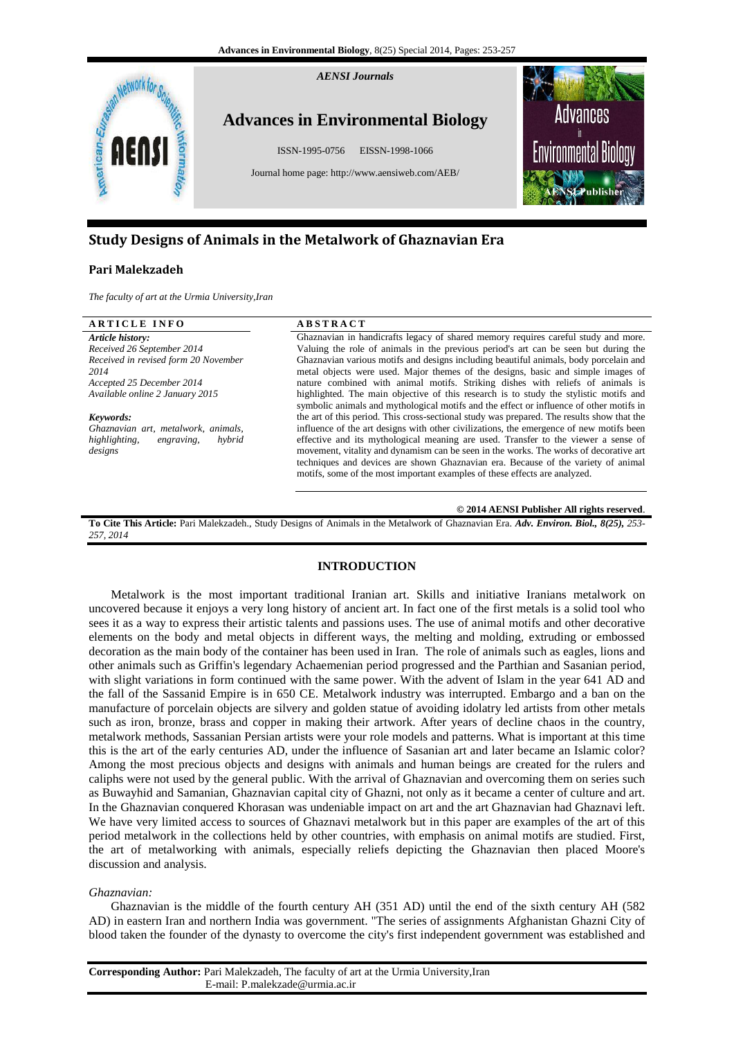AENSI Journals

# Advances in Environmental Biology

ISSN-1995-0756 EISSN-1998-1066

Journal home page: http://www.aensiweb.com/AEB/

## Study Designs of Animals in the Metalwork of Ghaznavian Era

**Pari Malekzadeh**

*The faculty of art at the Urmia University,Iran*

**ARTICLE INFO**

***Article history:***
*Received 26 September 2014*
*Received in revised form 20 November 2014*
*Accepted 25 December 2014*
*Available online 2 January 2015*

***Keywords:***
*Ghaznavian art, metalwork, animals, highlighting, engraving, hybrid designs*

**ABSTRACT**

Ghaznavian in handicrafts legacy of shared memory requires careful study and more. Valuing the role of animals in the previous period's art can be seen but during the Ghaznavian various motifs and designs including beautiful animals, body porcelain and metal objects were used. Major themes of the designs, basic and simple images of nature combined with animal motifs. Striking dishes with reliefs of animals is highlighted. The main objective of this research is to study the stylistic motifs and symbolic animals and mythological motifs and the effect or influence of other motifs in the art of this period. This cross-sectional study was prepared. The results show that the influence of the art designs with other civilizations, the emergence of new motifs been effective and its mythological meaning are used. Transfer to the viewer a sense of movement, vitality and dynamism can be seen in the works. The works of decorative art techniques and devices are shown Ghaznavian era. Because of the variety of animal motifs, some of the most important examples of these effects are analyzed.

**© 2014 AENSI Publisher All rights reserved**.

**To Cite This Article:** Pari Malekzadeh., Study Designs of Animals in the Metalwork of Ghaznavian Era. ***Adv. Environ. Biol., 8(25),*** *253-257, 2014*

## INTRODUCTION

Metalwork is the most important traditional Iranian art. Skills and initiative Iranians metalwork on uncovered because it enjoys a very long history of ancient art. In fact one of the first metals is a solid tool who sees it as a way to express their artistic talents and passions uses. The use of animal motifs and other decorative elements on the body and metal objects in different ways, the melting and molding, extruding or embossed decoration as the main body of the container has been used in Iran. The role of animals such as eagles, lions and other animals such as Griffin's legendary Achaemenian period progressed and the Parthian and Sasanian period, with slight variations in form continued with the same power. With the advent of Islam in the year 641 AD and the fall of the Sassanid Empire is in 650 CE. Metalwork industry was interrupted. Embargo and a ban on the manufacture of porcelain objects are silvery and golden statue of avoiding idolatry led artists from other metals such as iron, bronze, brass and copper in making their artwork. After years of decline chaos in the country, metalwork methods, Sassanian Persian artists were your role models and patterns. What is important at this time this is the art of the early centuries AD, under the influence of Sasanian art and later became an Islamic color? Among the most precious objects and designs with animals and human beings are created for the rulers and caliphs were not used by the general public. With the arrival of Ghaznavian and overcoming them on series such as Buwayhid and Samanian, Ghaznavian capital city of Ghazni, not only as it became a center of culture and art. In the Ghaznavian conquered Khorasan was undeniable impact on art and the art Ghaznavian had Ghaznavi left. We have very limited access to sources of Ghaznavi metalwork but in this paper are examples of the art of this period metalwork in the collections held by other countries, with emphasis on animal motifs are studied. First, the art of metalworking with animals, especially reliefs depicting the Ghaznavian then placed Moore's discussion and analysis.

*Ghaznavian:*

Ghaznavian is the middle of the fourth century AH (351 AD) until the end of the sixth century AH (582 AD) in eastern Iran and northern India was government. "The series of assignments Afghanistan Ghazni City of blood taken the founder of the dynasty to overcome the city's first independent government was established and

**Corresponding Author:** Pari Malekzadeh, The faculty of art at the Urmia University,Iran
E-mail: P.malekzade@urmia.ac.ir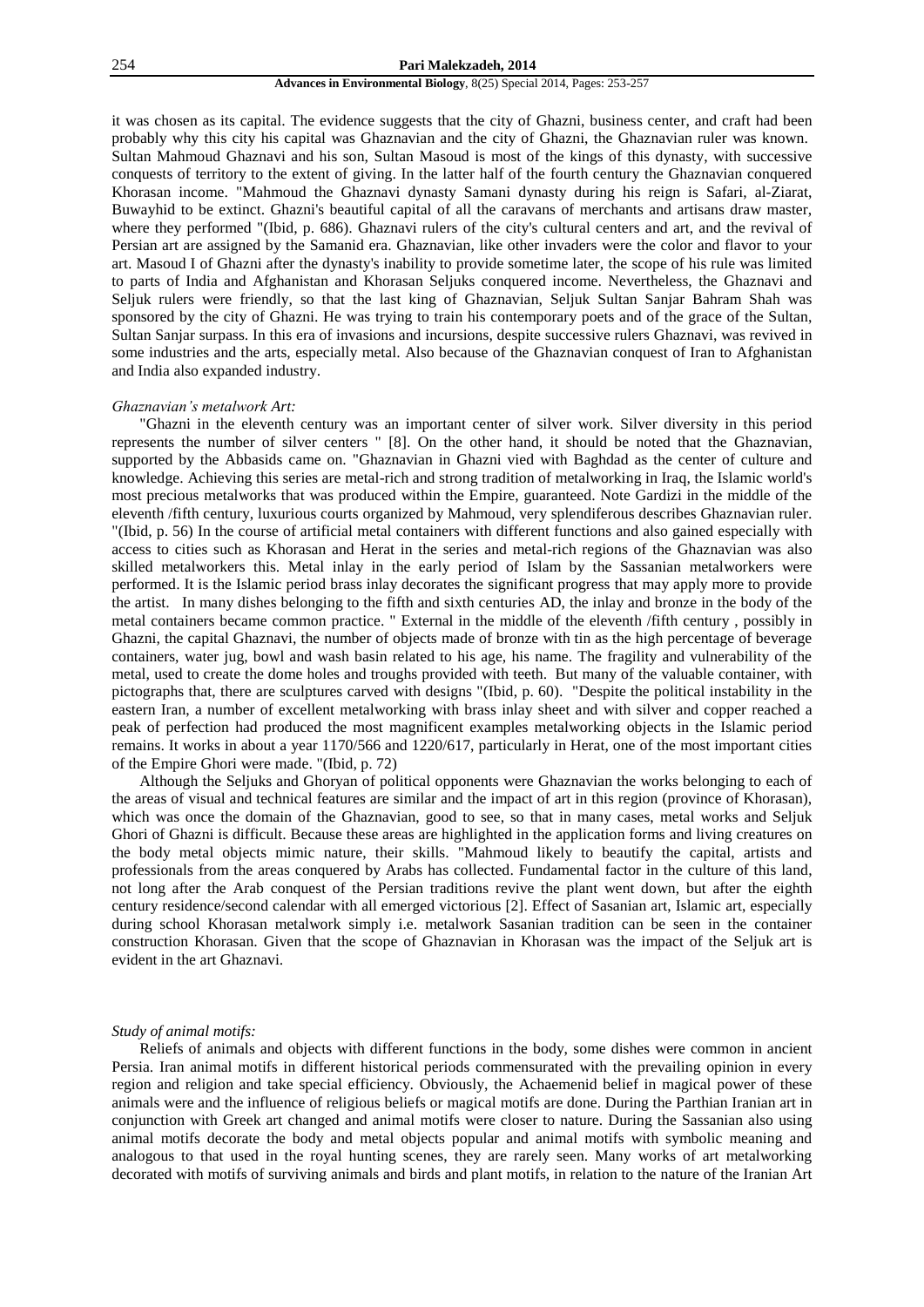it was chosen as its capital. The evidence suggests that the city of Ghazni, business center, and craft had been probably why this city his capital was Ghaznavian and the city of Ghazni, the Ghaznavian ruler was known. Sultan Mahmoud Ghaznavi and his son, Sultan Masoud is most of the kings of this dynasty, with successive conquests of territory to the extent of giving. In the latter half of the fourth century the Ghaznavian conquered Khorasan income. "Mahmoud the Ghaznavi dynasty Samani dynasty during his reign is Safari, al-Ziarat, Buwayhid to be extinct. Ghazni's beautiful capital of all the caravans of merchants and artisans draw master, where they performed "(Ibid, p. 686). Ghaznavi rulers of the city's cultural centers and art, and the revival of Persian art are assigned by the Samanid era. Ghaznavian, like other invaders were the color and flavor to your art. Masoud I of Ghazni after the dynasty's inability to provide sometime later, the scope of his rule was limited to parts of India and Afghanistan and Khorasan Seljuks conquered income. Nevertheless, the Ghaznavi and Seljuk rulers were friendly, so that the last king of Ghaznavian, Seljuk Sultan Sanjar Bahram Shah was sponsored by the city of Ghazni. He was trying to train his contemporary poets and of the grace of the Sultan, Sultan Sanjar surpass. In this era of invasions and incursions, despite successive rulers Ghaznavi, was revived in some industries and the arts, especially metal. Also because of the Ghaznavian conquest of Iran to Afghanistan and India also expanded industry.

### *Ghaznavian's metalwork Art:*

"Ghazni in the eleventh century was an important center of silver work. Silver diversity in this period represents the number of silver centers " [8]. On the other hand, it should be noted that the Ghaznavian, supported by the Abbasids came on. "Ghaznavian in Ghazni vied with Baghdad as the center of culture and knowledge. Achieving this series are metal-rich and strong tradition of metalworking in Iraq, the Islamic world's most precious metalworks that was produced within the Empire, guaranteed. Note Gardizi in the middle of the eleventh /fifth century, luxurious courts organized by Mahmoud, very splendiferous describes Ghaznavian ruler. "(Ibid, p. 56) In the course of artificial metal containers with different functions and also gained especially with access to cities such as Khorasan and Herat in the series and metal-rich regions of the Ghaznavian was also skilled metalworkers this. Metal inlay in the early period of Islam by the Sassanian metalworkers were performed. It is the Islamic period brass inlay decorates the significant progress that may apply more to provide the artist. In many dishes belonging to the fifth and sixth centuries AD, the inlay and bronze in the body of the metal containers became common practice. " External in the middle of the eleventh /fifth century , possibly in Ghazni, the capital Ghaznavi, the number of objects made of bronze with tin as the high percentage of beverage containers, water jug, bowl and wash basin related to his age, his name. The fragility and vulnerability of the metal, used to create the dome holes and troughs provided with teeth. But many of the valuable container, with pictographs that, there are sculptures carved with designs "(Ibid, p. 60). "Despite the political instability in the eastern Iran, a number of excellent metalworking with brass inlay sheet and with silver and copper reached a peak of perfection had produced the most magnificent examples metalworking objects in the Islamic period remains. It works in about a year 1170/566 and 1220/617, particularly in Herat, one of the most important cities of the Empire Ghori were made. "(Ibid, p. 72)

Although the Seljuks and Ghoryan of political opponents were Ghaznavian the works belonging to each of the areas of visual and technical features are similar and the impact of art in this region (province of Khorasan), which was once the domain of the Ghaznavian, good to see, so that in many cases, metal works and Seljuk Ghori of Ghazni is difficult. Because these areas are highlighted in the application forms and living creatures on the body metal objects mimic nature, their skills. "Mahmoud likely to beautify the capital, artists and professionals from the areas conquered by Arabs has collected. Fundamental factor in the culture of this land, not long after the Arab conquest of the Persian traditions revive the plant went down, but after the eighth century residence/second calendar with all emerged victorious [2]. Effect of Sasanian art, Islamic art, especially during school Khorasan metalwork simply i.e. metalwork Sasanian tradition can be seen in the container construction Khorasan. Given that the scope of Ghaznavian in Khorasan was the impact of the Seljuk art is evident in the art Ghaznavi.

### *Study of animal motifs:*

Reliefs of animals and objects with different functions in the body, some dishes were common in ancient Persia. Iran animal motifs in different historical periods commensurated with the prevailing opinion in every region and religion and take special efficiency. Obviously, the Achaemenid belief in magical power of these animals were and the influence of religious beliefs or magical motifs are done. During the Parthian Iranian art in conjunction with Greek art changed and animal motifs were closer to nature. During the Sassanian also using animal motifs decorate the body and metal objects popular and animal motifs with symbolic meaning and analogous to that used in the royal hunting scenes, they are rarely seen. Many works of art metalworking decorated with motifs of surviving animals and birds and plant motifs, in relation to the nature of the Iranian Art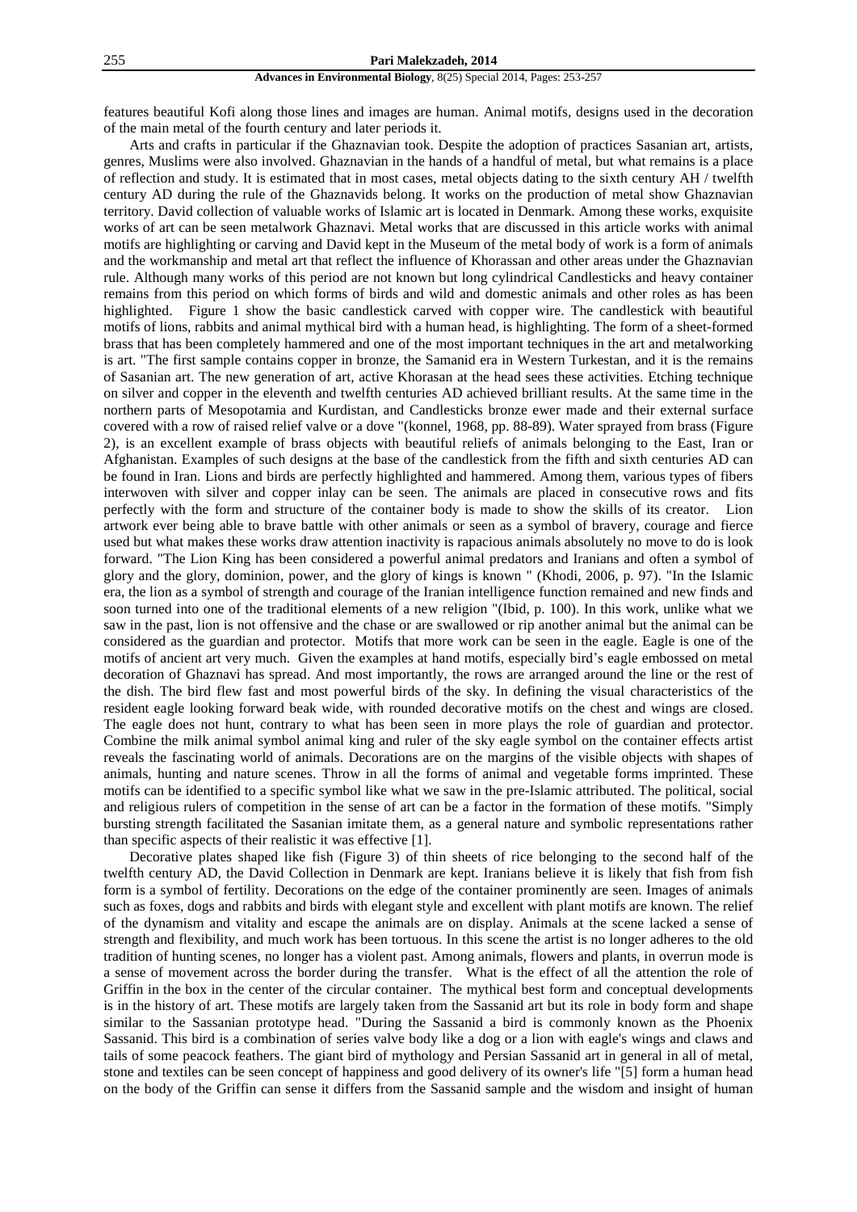features beautiful Kofi along those lines and images are human. Animal motifs, designs used in the decoration of the main metal of the fourth century and later periods it.

Arts and crafts in particular if the Ghaznavian took. Despite the adoption of practices Sasanian art, artists, genres, Muslims were also involved. Ghaznavian in the hands of a handful of metal, but what remains is a place of reflection and study. It is estimated that in most cases, metal objects dating to the sixth century AH / twelfth century AD during the rule of the Ghaznavids belong. It works on the production of metal show Ghaznavian territory. David collection of valuable works of Islamic art is located in Denmark. Among these works, exquisite works of art can be seen metalwork Ghaznavi. Metal works that are discussed in this article works with animal motifs are highlighting or carving and David kept in the Museum of the metal body of work is a form of animals and the workmanship and metal art that reflect the influence of Khorassan and other areas under the Ghaznavian rule. Although many works of this period are not known but long cylindrical Candlesticks and heavy container remains from this period on which forms of birds and wild and domestic animals and other roles as has been highlighted. Figure 1 show the basic candlestick carved with copper wire. The candlestick with beautiful motifs of lions, rabbits and animal mythical bird with a human head, is highlighting. The form of a sheet-formed brass that has been completely hammered and one of the most important techniques in the art and metalworking is art. "The first sample contains copper in bronze, the Samanid era in Western Turkestan, and it is the remains of Sasanian art. The new generation of art, active Khorasan at the head sees these activities. Etching technique on silver and copper in the eleventh and twelfth centuries AD achieved brilliant results. At the same time in the northern parts of Mesopotamia and Kurdistan, and Candlesticks bronze ewer made and their external surface covered with a row of raised relief valve or a dove "(konnel, 1968, pp. 88-89). Water sprayed from brass (Figure 2), is an excellent example of brass objects with beautiful reliefs of animals belonging to the East, Iran or Afghanistan. Examples of such designs at the base of the candlestick from the fifth and sixth centuries AD can be found in Iran. Lions and birds are perfectly highlighted and hammered. Among them, various types of fibers interwoven with silver and copper inlay can be seen. The animals are placed in consecutive rows and fits perfectly with the form and structure of the container body is made to show the skills of its creator. Lion artwork ever being able to brave battle with other animals or seen as a symbol of bravery, courage and fierce used but what makes these works draw attention inactivity is rapacious animals absolutely no move to do is look forward. "The Lion King has been considered a powerful animal predators and Iranians and often a symbol of glory and the glory, dominion, power, and the glory of kings is known " (Khodi, 2006, p. 97). "In the Islamic era, the lion as a symbol of strength and courage of the Iranian intelligence function remained and new finds and soon turned into one of the traditional elements of a new religion "(Ibid, p. 100). In this work, unlike what we saw in the past, lion is not offensive and the chase or are swallowed or rip another animal but the animal can be considered as the guardian and protector. Motifs that more work can be seen in the eagle. Eagle is one of the motifs of ancient art very much. Given the examples at hand motifs, especially bird's eagle embossed on metal decoration of Ghaznavi has spread. And most importantly, the rows are arranged around the line or the rest of the dish. The bird flew fast and most powerful birds of the sky. In defining the visual characteristics of the resident eagle looking forward beak wide, with rounded decorative motifs on the chest and wings are closed. The eagle does not hunt, contrary to what has been seen in more plays the role of guardian and protector. Combine the milk animal symbol animal king and ruler of the sky eagle symbol on the container effects artist reveals the fascinating world of animals. Decorations are on the margins of the visible objects with shapes of animals, hunting and nature scenes. Throw in all the forms of animal and vegetable forms imprinted. These motifs can be identified to a specific symbol like what we saw in the pre-Islamic attributed. The political, social and religious rulers of competition in the sense of art can be a factor in the formation of these motifs. "Simply bursting strength facilitated the Sasanian imitate them, as a general nature and symbolic representations rather than specific aspects of their realistic it was effective [1].

Decorative plates shaped like fish (Figure 3) of thin sheets of rice belonging to the second half of the twelfth century AD, the David Collection in Denmark are kept. Iranians believe it is likely that fish from fish form is a symbol of fertility. Decorations on the edge of the container prominently are seen. Images of animals such as foxes, dogs and rabbits and birds with elegant style and excellent with plant motifs are known. The relief of the dynamism and vitality and escape the animals are on display. Animals at the scene lacked a sense of strength and flexibility, and much work has been tortuous. In this scene the artist is no longer adheres to the old tradition of hunting scenes, no longer has a violent past. Among animals, flowers and plants, in overrun mode is a sense of movement across the border during the transfer. What is the effect of all the attention the role of Griffin in the box in the center of the circular container. The mythical best form and conceptual developments is in the history of art. These motifs are largely taken from the Sassanid art but its role in body form and shape similar to the Sassanian prototype head. "During the Sassanid a bird is commonly known as the Phoenix Sassanid. This bird is a combination of series valve body like a dog or a lion with eagle's wings and claws and tails of some peacock feathers. The giant bird of mythology and Persian Sassanid art in general in all of metal, stone and textiles can be seen concept of happiness and good delivery of its owner's life "[5] form a human head on the body of the Griffin can sense it differs from the Sassanid sample and the wisdom and insight of human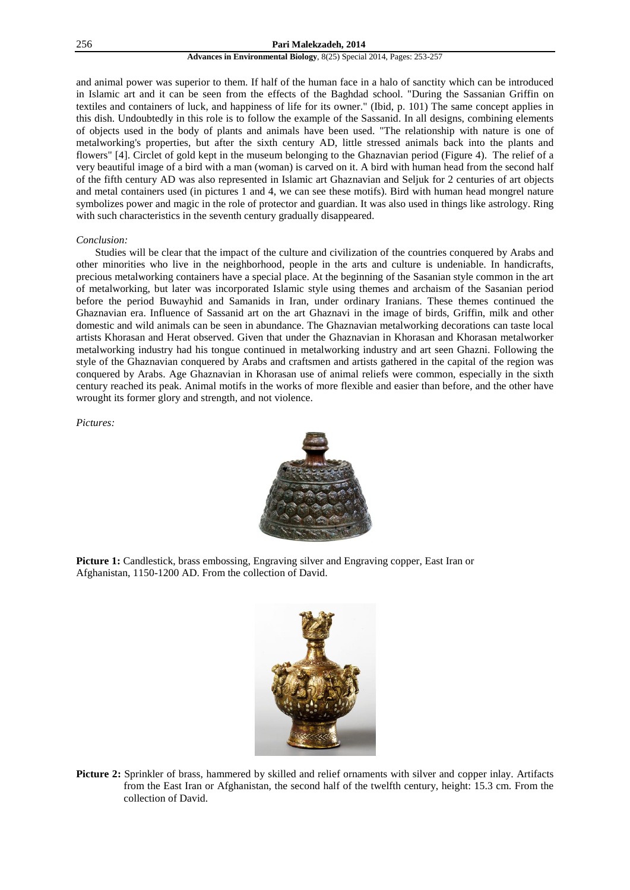and animal power was superior to them. If half of the human face in a halo of sanctity which can be introduced in Islamic art and it can be seen from the effects of the Baghdad school. "During the Sassanian Griffin on textiles and containers of luck, and happiness of life for its owner." (Ibid, p. 101) The same concept applies in this dish. Undoubtedly in this role is to follow the example of the Sassanid. In all designs, combining elements of objects used in the body of plants and animals have been used. "The relationship with nature is one of metalworking's properties, but after the sixth century AD, little stressed animals back into the plants and flowers" [4]. Circlet of gold kept in the museum belonging to the Ghaznavian period (Figure 4). The relief of a very beautiful image of a bird with a man (woman) is carved on it. A bird with human head from the second half of the fifth century AD was also represented in Islamic art Ghaznavian and Seljuk for 2 centuries of art objects and metal containers used (in pictures 1 and 4, we can see these motifs). Bird with human head mongrel nature symbolizes power and magic in the role of protector and guardian. It was also used in things like astrology. Ring with such characteristics in the seventh century gradually disappeared.

*Conclusion:*

Studies will be clear that the impact of the culture and civilization of the countries conquered by Arabs and other minorities who live in the neighborhood, people in the arts and culture is undeniable. In handicrafts, precious metalworking containers have a special place. At the beginning of the Sasanian style common in the art of metalworking, but later was incorporated Islamic style using themes and archaism of the Sasanian period before the period Buwayhid and Samanids in Iran, under ordinary Iranians. These themes continued the Ghaznavian era. Influence of Sassanid art on the art Ghaznavi in the image of birds, Griffin, milk and other domestic and wild animals can be seen in abundance. The Ghaznavian metalworking decorations can taste local artists Khorasan and Herat observed. Given that under the Ghaznavian in Khorasan and Khorasan metalworker metalworking industry had his tongue continued in metalworking industry and art seen Ghazni. Following the style of the Ghaznavian conquered by Arabs and craftsmen and artists gathered in the capital of the region was conquered by Arabs. Age Ghaznavian in Khorasan use of animal reliefs were common, especially in the sixth century reached its peak. Animal motifs in the works of more flexible and easier than before, and the other have wrought its former glory and strength, and not violence.

*Pictures:*

**Picture 1:** Candlestick, brass embossing, Engraving silver and Engraving copper, East Iran or Afghanistan, 1150-1200 AD. From the collection of David.

**Picture 2:** Sprinkler of brass, hammered by skilled and relief ornaments with silver and copper inlay. Artifacts from the East Iran or Afghanistan, the second half of the twelfth century, height: 15.3 cm. From the collection of David.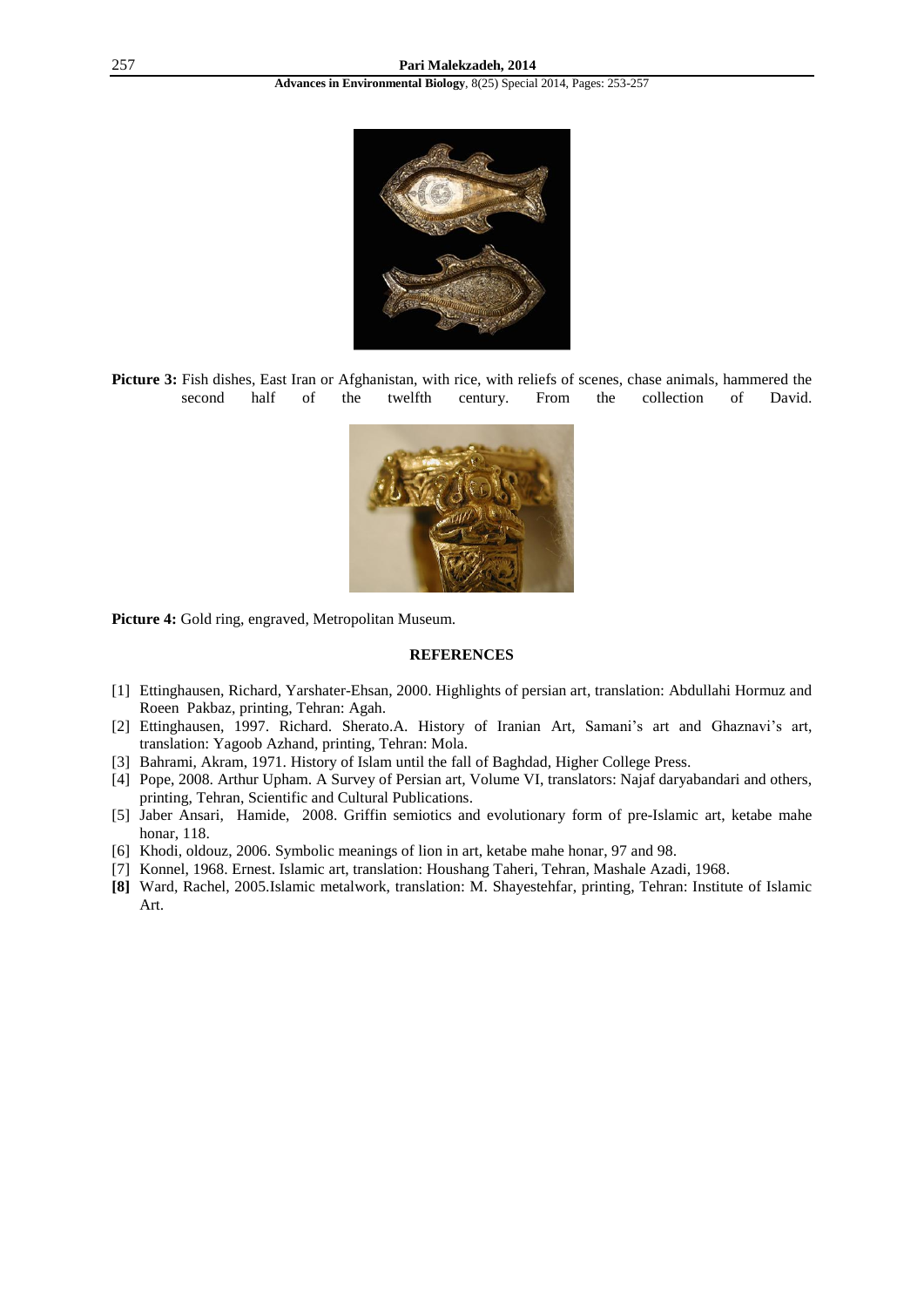**Picture 3:** Fish dishes, East Iran or Afghanistan, with rice, with reliefs of scenes, chase animals, hammered the second half of the twelfth century. From the collection of David.

**Picture 4:** Gold ring, engraved, Metropolitan Museum.

## REFERENCES

[1] Ettinghausen, Richard, Yarshater-Ehsan, 2000. Highlights of persian art, translation: Abdullahi Hormuz and Roeen Pakbaz, printing, Tehran: Agah.

[2] Ettinghausen, 1997. Richard. Sherato.A. History of Iranian Art, Samani's art and Ghaznavi's art, translation: Yagoob Azhand, printing, Tehran: Mola.

[3] Bahrami, Akram, 1971. History of Islam until the fall of Baghdad, Higher College Press.

[4] Pope, 2008. Arthur Upham. A Survey of Persian art, Volume VI, translators: Najaf daryabandari and others, printing, Tehran, Scientific and Cultural Publications.

[5] Jaber Ansari, Hamide, 2008. Griffin semiotics and evolutionary form of pre-Islamic art, ketabe mahe honar, 118.

[6] Khodi, oldouz, 2006. Symbolic meanings of lion in art, ketabe mahe honar, 97 and 98.

[7] Konnel, 1968. Ernest. Islamic art, translation: Houshang Taheri, Tehran, Mashale Azadi, 1968.

**[8]** Ward, Rachel, 2005.Islamic metalwork, translation: M. Shayestehfar, printing, Tehran: Institute of Islamic Art.